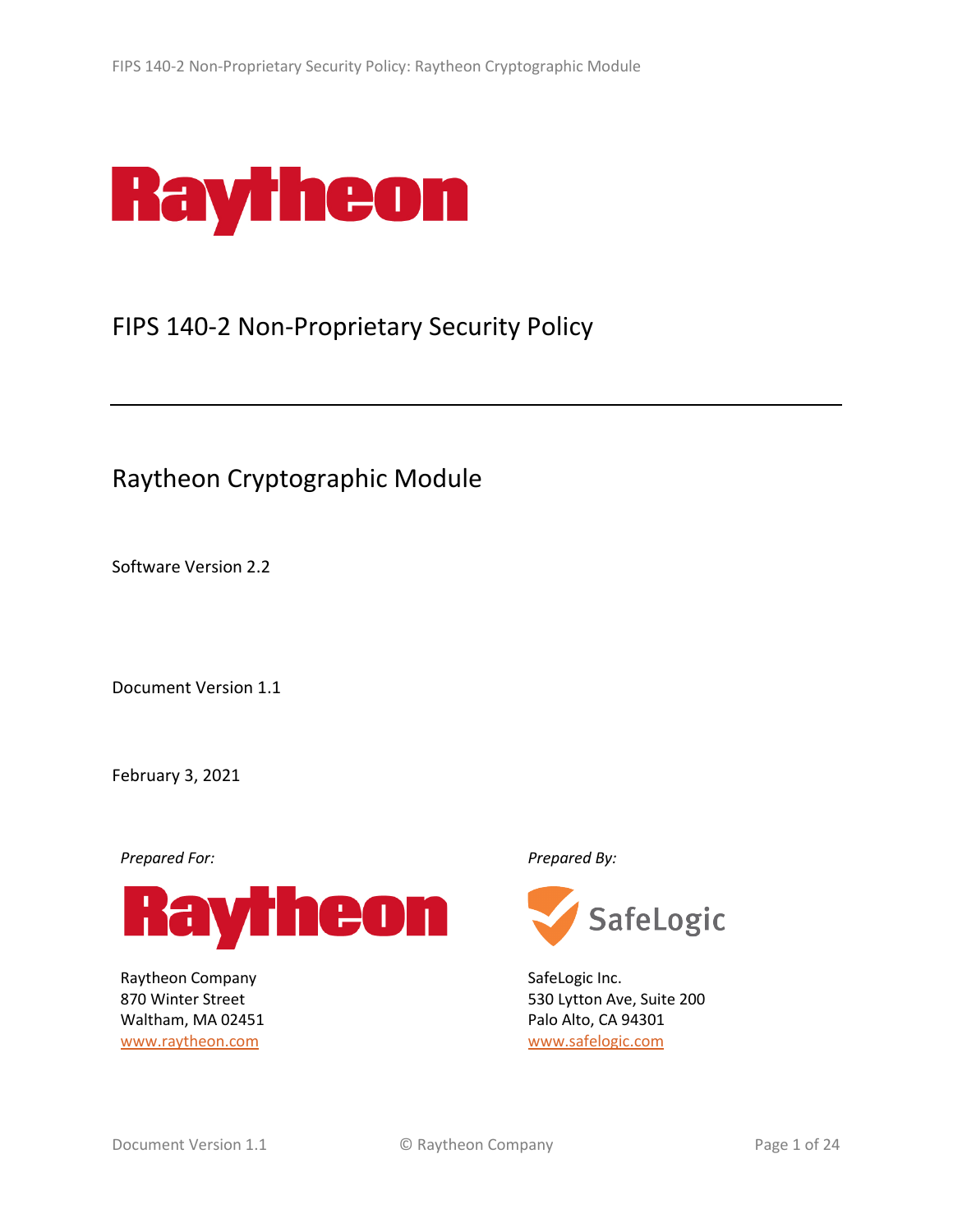Raytheon

# FIPS 140-2 Non-Proprietary Security Policy

## Raytheon Cryptographic Module

Software Version 2.2

Document Version 1.1

February 3, 2021

*Prepared For:*

Raytheon

Raytheon Company
870 Winter Street
Waltham, MA 02451
www.raytheon.com

*Prepared By:*

SafeLogic

SafeLogic Inc.
530 Lytton Ave, Suite 200
Palo Alto, CA 94301
www.safelogic.com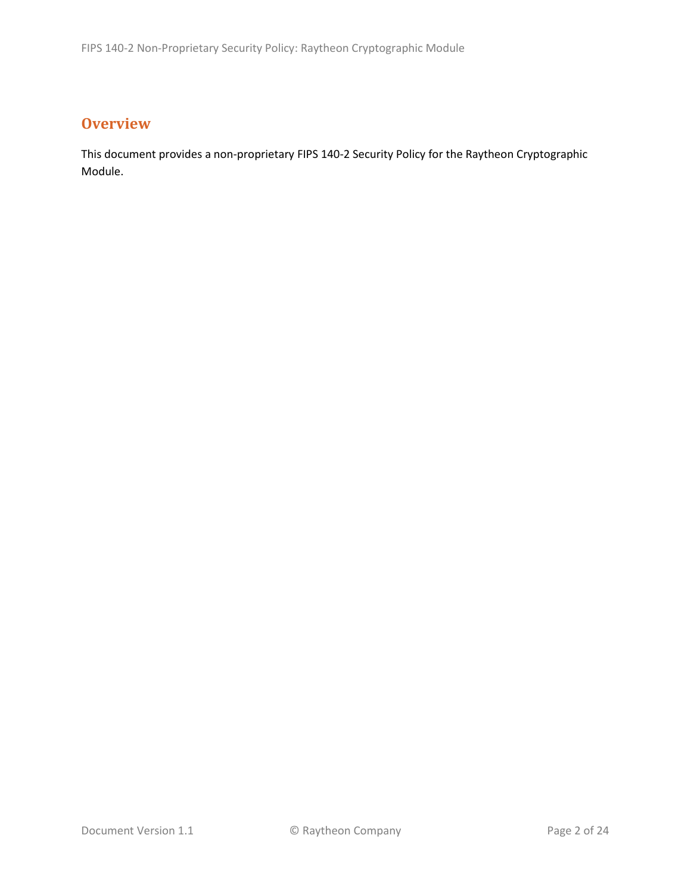## Overview

This document provides a non-proprietary FIPS 140-2 Security Policy for the Raytheon Cryptographic Module.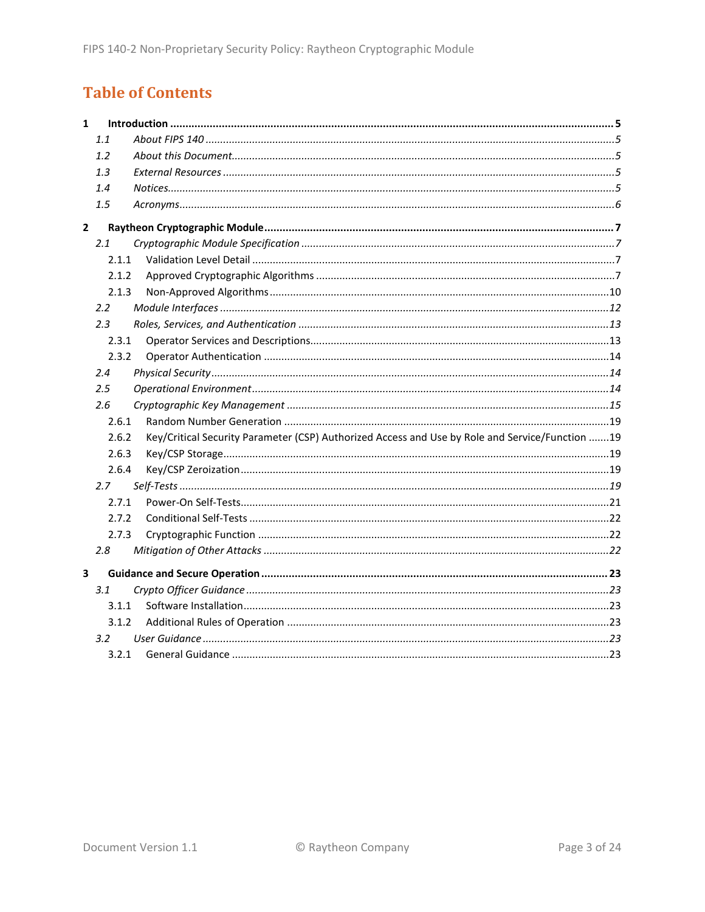# Table of Contents

- **1 Introduction** .......... 5
  - *1.1 About FIPS 140* .......... 5
  - *1.2 About this Document* .......... 5
  - *1.3 External Resources* .......... 5
  - *1.4 Notices* .......... 5
  - *1.5 Acronyms* .......... 6
- **2 Raytheon Cryptographic Module** .......... 7
  - *2.1 Cryptographic Module Specification* .......... 7
    - 2.1.1 Validation Level Detail .......... 7
    - 2.1.2 Approved Cryptographic Algorithms .......... 7
    - 2.1.3 Non-Approved Algorithms .......... 10
  - *2.2 Module Interfaces* .......... 12
  - *2.3 Roles, Services, and Authentication* .......... 13
    - 2.3.1 Operator Services and Descriptions .......... 13
    - 2.3.2 Operator Authentication .......... 14
  - *2.4 Physical Security* .......... 14
  - *2.5 Operational Environment* .......... 14
  - *2.6 Cryptographic Key Management* .......... 15
    - 2.6.1 Random Number Generation .......... 19
    - 2.6.2 Key/Critical Security Parameter (CSP) Authorized Access and Use by Role and Service/Function .......... 19
    - 2.6.3 Key/CSP Storage .......... 19
    - 2.6.4 Key/CSP Zeroization .......... 19
  - *2.7 Self-Tests* .......... 19
    - 2.7.1 Power-On Self-Tests .......... 21
    - 2.7.2 Conditional Self-Tests .......... 22
    - 2.7.3 Cryptographic Function .......... 22
  - *2.8 Mitigation of Other Attacks* .......... 22
- **3 Guidance and Secure Operation** .......... 23
  - *3.1 Crypto Officer Guidance* .......... 23
    - 3.1.1 Software Installation .......... 23
    - 3.1.2 Additional Rules of Operation .......... 23
  - *3.2 User Guidance* .......... 23
    - 3.2.1 General Guidance .......... 23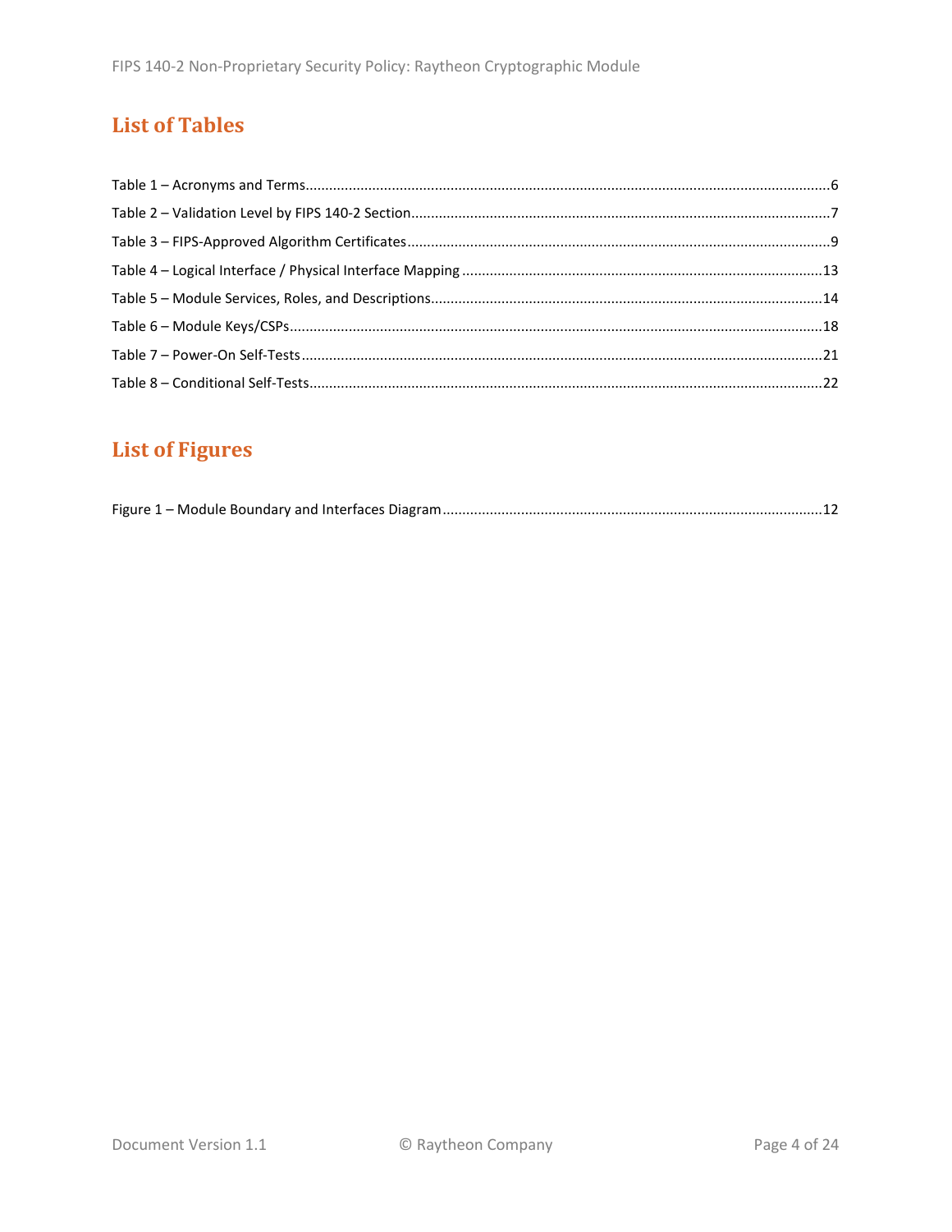# List of Tables

Table 1 – Acronyms and Terms....6
Table 2 – Validation Level by FIPS 140-2 Section....7
Table 3 – FIPS-Approved Algorithm Certificates....9
Table 4 – Logical Interface / Physical Interface Mapping....13
Table 5 – Module Services, Roles, and Descriptions....14
Table 6 – Module Keys/CSPs....18
Table 7 – Power-On Self-Tests....21
Table 8 – Conditional Self-Tests....22

# List of Figures

Figure 1 – Module Boundary and Interfaces Diagram....12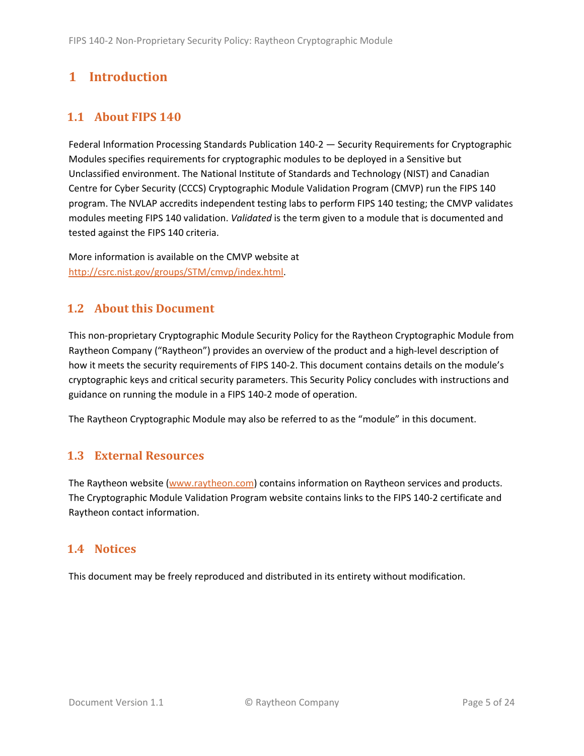# 1 Introduction

## 1.1 About FIPS 140

Federal Information Processing Standards Publication 140-2 — Security Requirements for Cryptographic Modules specifies requirements for cryptographic modules to be deployed in a Sensitive but Unclassified environment. The National Institute of Standards and Technology (NIST) and Canadian Centre for Cyber Security (CCCS) Cryptographic Module Validation Program (CMVP) run the FIPS 140 program. The NVLAP accredits independent testing labs to perform FIPS 140 testing; the CMVP validates modules meeting FIPS 140 validation. *Validated* is the term given to a module that is documented and tested against the FIPS 140 criteria.

More information is available on the CMVP website at http://csrc.nist.gov/groups/STM/cmvp/index.html.

## 1.2 About this Document

This non-proprietary Cryptographic Module Security Policy for the Raytheon Cryptographic Module from Raytheon Company ("Raytheon") provides an overview of the product and a high-level description of how it meets the security requirements of FIPS 140-2. This document contains details on the module's cryptographic keys and critical security parameters. This Security Policy concludes with instructions and guidance on running the module in a FIPS 140-2 mode of operation.

The Raytheon Cryptographic Module may also be referred to as the "module" in this document.

## 1.3 External Resources

The Raytheon website (www.raytheon.com) contains information on Raytheon services and products. The Cryptographic Module Validation Program website contains links to the FIPS 140-2 certificate and Raytheon contact information.

## 1.4 Notices

This document may be freely reproduced and distributed in its entirety without modification.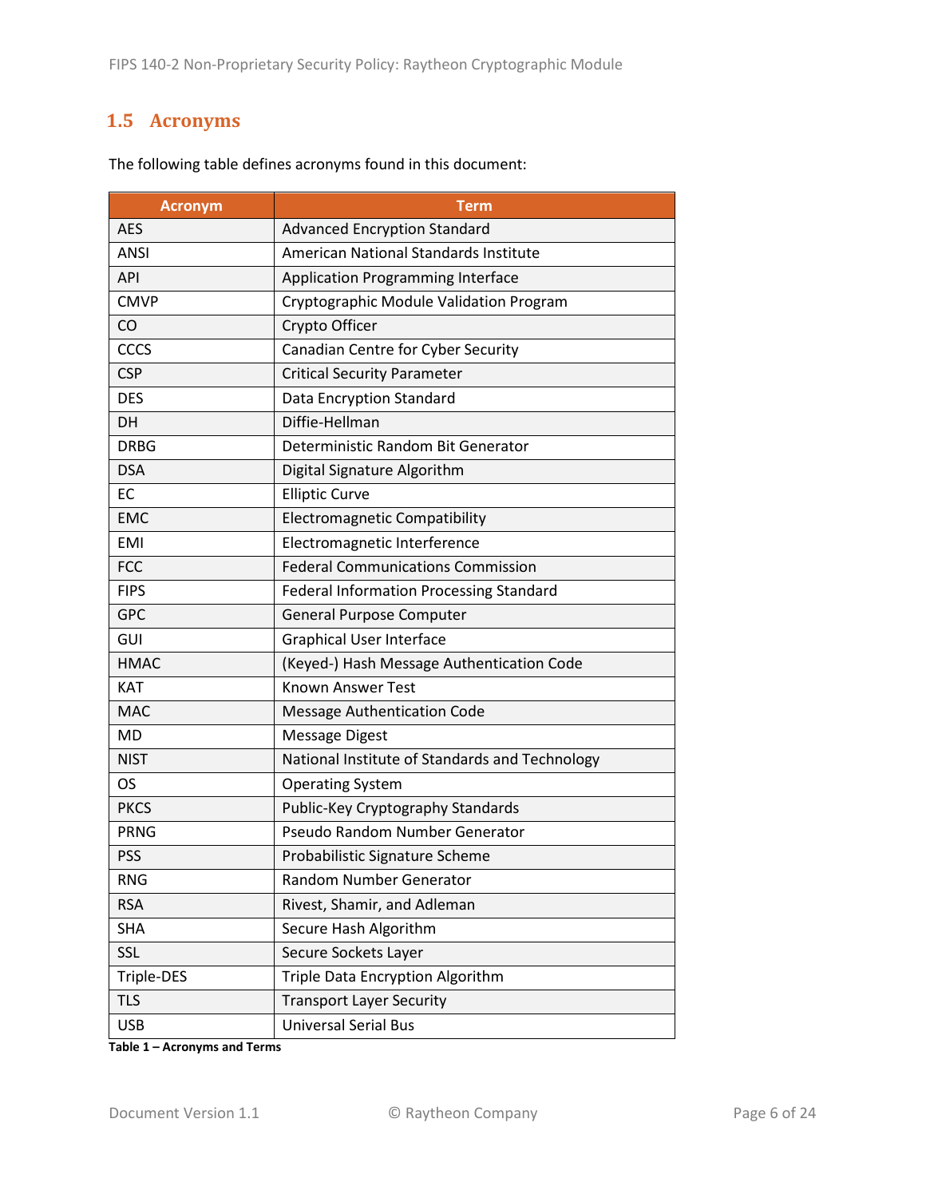## 1.5 Acronyms

The following table defines acronyms found in this document:

| Acronym | Term |
|---|---|
| AES | Advanced Encryption Standard |
| ANSI | American National Standards Institute |
| API | Application Programming Interface |
| CMVP | Cryptographic Module Validation Program |
| CO | Crypto Officer |
| CCCS | Canadian Centre for Cyber Security |
| CSP | Critical Security Parameter |
| DES | Data Encryption Standard |
| DH | Diffie-Hellman |
| DRBG | Deterministic Random Bit Generator |
| DSA | Digital Signature Algorithm |
| EC | Elliptic Curve |
| EMC | Electromagnetic Compatibility |
| EMI | Electromagnetic Interference |
| FCC | Federal Communications Commission |
| FIPS | Federal Information Processing Standard |
| GPC | General Purpose Computer |
| GUI | Graphical User Interface |
| HMAC | (Keyed-) Hash Message Authentication Code |
| KAT | Known Answer Test |
| MAC | Message Authentication Code |
| MD | Message Digest |
| NIST | National Institute of Standards and Technology |
| OS | Operating System |
| PKCS | Public-Key Cryptography Standards |
| PRNG | Pseudo Random Number Generator |
| PSS | Probabilistic Signature Scheme |
| RNG | Random Number Generator |
| RSA | Rivest, Shamir, and Adleman |
| SHA | Secure Hash Algorithm |
| SSL | Secure Sockets Layer |
| Triple-DES | Triple Data Encryption Algorithm |
| TLS | Transport Layer Security |
| USB | Universal Serial Bus |

**Table 1 – Acronyms and Terms**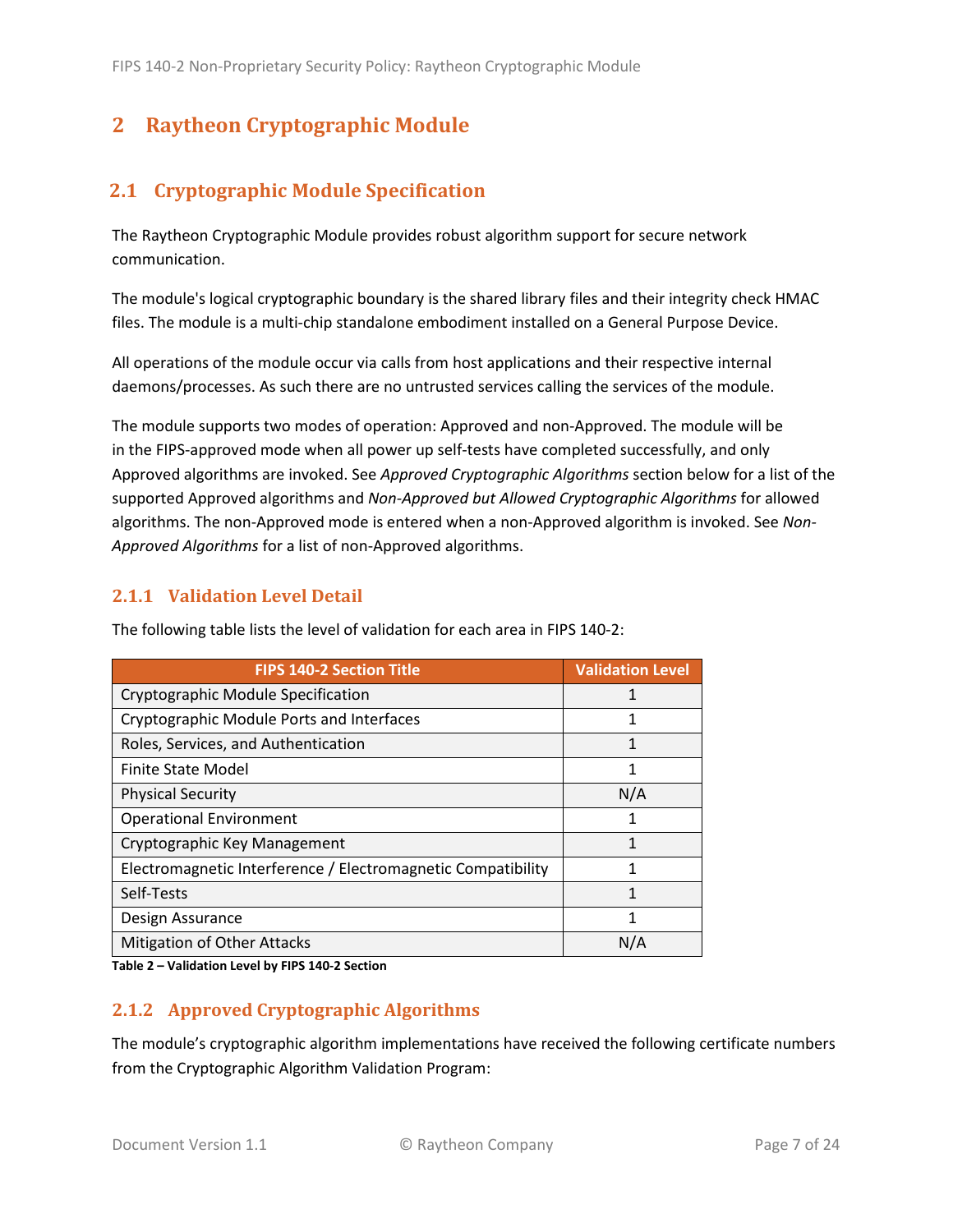# 2 Raytheon Cryptographic Module

## 2.1 Cryptographic Module Specification

The Raytheon Cryptographic Module provides robust algorithm support for secure network communication.

The module's logical cryptographic boundary is the shared library files and their integrity check HMAC files. The module is a multi-chip standalone embodiment installed on a General Purpose Device.

All operations of the module occur via calls from host applications and their respective internal daemons/processes. As such there are no untrusted services calling the services of the module.

The module supports two modes of operation: Approved and non-Approved. The module will be in the FIPS-approved mode when all power up self-tests have completed successfully, and only Approved algorithms are invoked. See *Approved Cryptographic Algorithms* section below for a list of the supported Approved algorithms and *Non-Approved but Allowed Cryptographic Algorithms* for allowed algorithms. The non-Approved mode is entered when a non-Approved algorithm is invoked. See *Non-Approved Algorithms* for a list of non-Approved algorithms.

### 2.1.1 Validation Level Detail

The following table lists the level of validation for each area in FIPS 140-2:

| FIPS 140-2 Section Title | Validation Level |
|---|---|
| Cryptographic Module Specification | 1 |
| Cryptographic Module Ports and Interfaces | 1 |
| Roles, Services, and Authentication | 1 |
| Finite State Model | 1 |
| Physical Security | N/A |
| Operational Environment | 1 |
| Cryptographic Key Management | 1 |
| Electromagnetic Interference / Electromagnetic Compatibility | 1 |
| Self-Tests | 1 |
| Design Assurance | 1 |
| Mitigation of Other Attacks | N/A |

**Table 2 – Validation Level by FIPS 140-2 Section**

### 2.1.2 Approved Cryptographic Algorithms

The module's cryptographic algorithm implementations have received the following certificate numbers from the Cryptographic Algorithm Validation Program: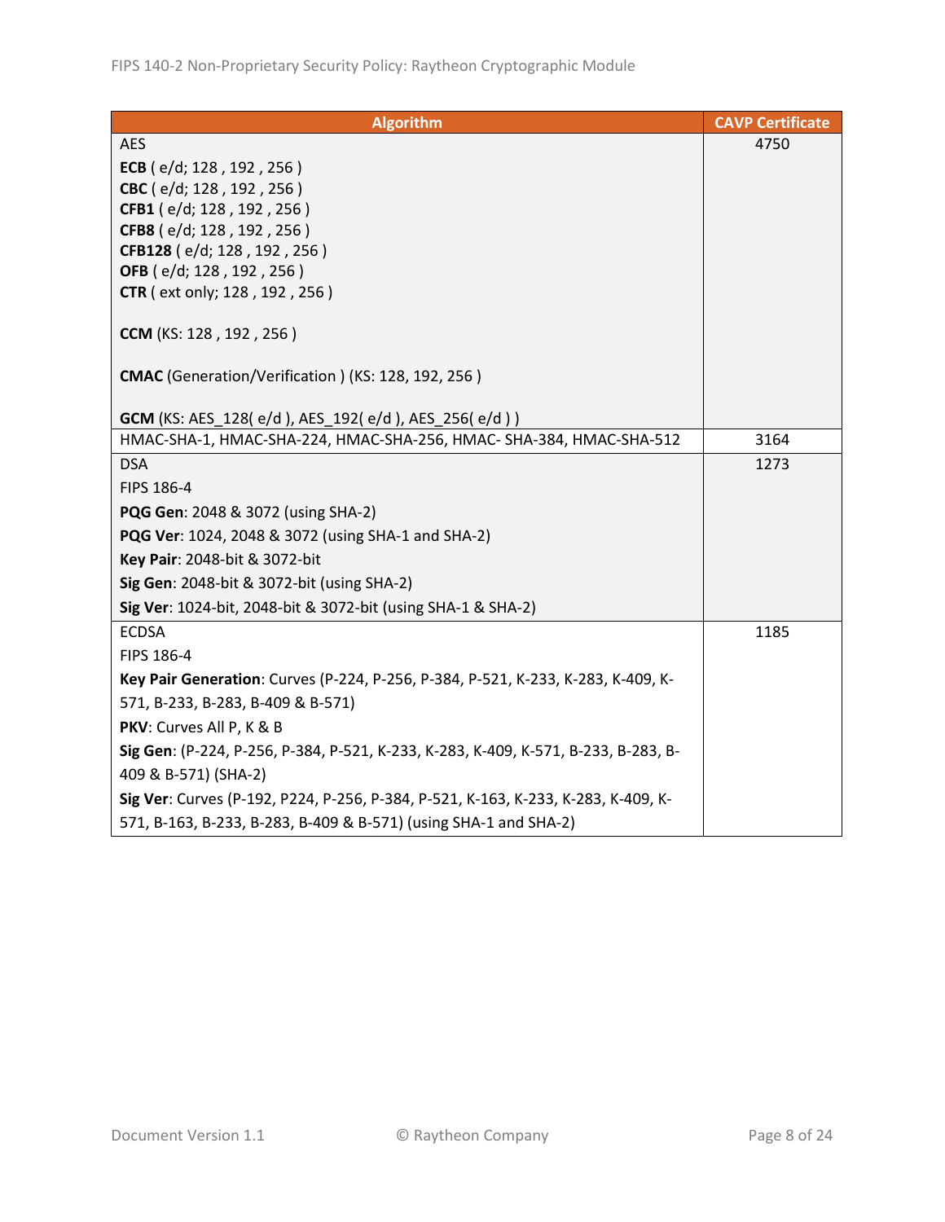| Algorithm | CAVP Certificate |
|---|---|
| AES<br>**ECB** ( e/d; 128 , 192 , 256 )<br>**CBC** ( e/d; 128 , 192 , 256 )<br>**CFB1** ( e/d; 128 , 192 , 256 )<br>**CFB8** ( e/d; 128 , 192 , 256 )<br>**CFB128** ( e/d; 128 , 192 , 256 )<br>**OFB** ( e/d; 128 , 192 , 256 )<br>**CTR** ( ext only; 128 , 192 , 256 )<br><br>**CCM** (KS: 128 , 192 , 256 )<br><br>**CMAC** (Generation/Verification ) (KS: 128, 192, 256 )<br><br>**GCM** (KS: AES_128( e/d ), AES_192( e/d ), AES_256( e/d ) ) | 4750 |
| HMAC-SHA-1, HMAC-SHA-224, HMAC-SHA-256, HMAC- SHA-384, HMAC-SHA-512 | 3164 |
| DSA<br>FIPS 186-4<br>**PQG Gen**: 2048 & 3072 (using SHA-2)<br>**PQG Ver**: 1024, 2048 & 3072 (using SHA-1 and SHA-2)<br>**Key Pair**: 2048-bit & 3072-bit<br>**Sig Gen**: 2048-bit & 3072-bit (using SHA-2)<br>**Sig Ver**: 1024-bit, 2048-bit & 3072-bit (using SHA-1 & SHA-2) | 1273 |
| ECDSA<br>FIPS 186-4<br>**Key Pair Generation**: Curves (P-224, P-256, P-384, P-521, K-233, K-283, K-409, K-571, B-233, B-283, B-409 & B-571)<br>**PKV**: Curves All P, K & B<br>**Sig Gen**: (P-224, P-256, P-384, P-521, K-233, K-283, K-409, K-571, B-233, B-283, B-409 & B-571) (SHA-2)<br>**Sig Ver**: Curves (P-192, P224, P-256, P-384, P-521, K-163, K-233, K-283, K-409, K-571, B-163, B-233, B-283, B-409 & B-571) (using SHA-1 and SHA-2) | 1185 |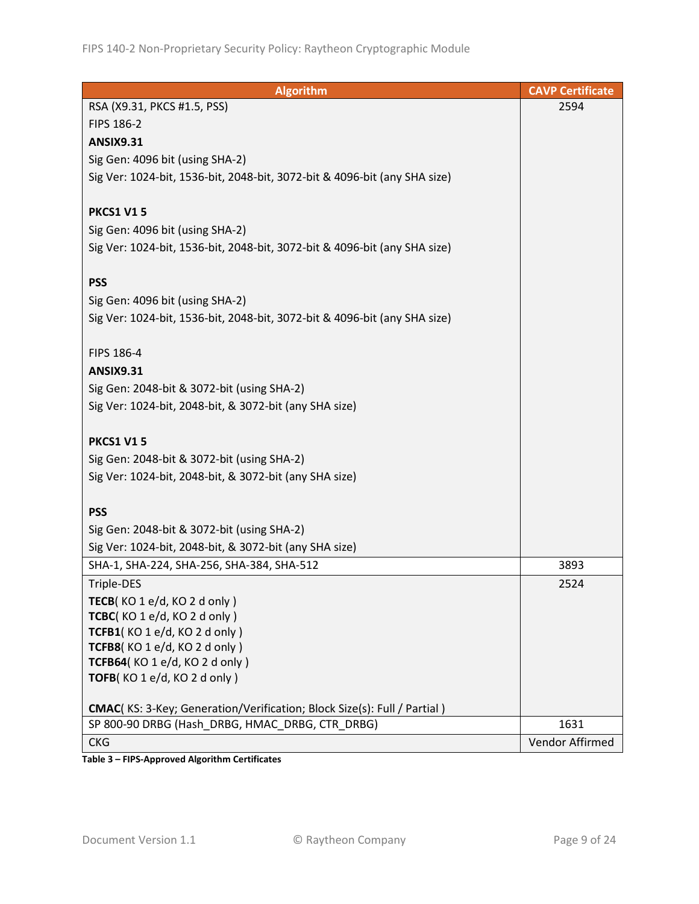| Algorithm | CAVP Certificate |
|---|---|
| RSA (X9.31, PKCS #1.5, PSS)<br>FIPS 186-2<br>**ANSIX9.31**<br>Sig Gen: 4096 bit (using SHA-2)<br>Sig Ver: 1024-bit, 1536-bit, 2048-bit, 3072-bit & 4096-bit (any SHA size)<br><br>**PKCS1 V1 5**<br>Sig Gen: 4096 bit (using SHA-2)<br>Sig Ver: 1024-bit, 1536-bit, 2048-bit, 3072-bit & 4096-bit (any SHA size)<br><br>**PSS**<br>Sig Gen: 4096 bit (using SHA-2)<br>Sig Ver: 1024-bit, 1536-bit, 2048-bit, 3072-bit & 4096-bit (any SHA size)<br><br>FIPS 186-4<br>**ANSIX9.31**<br>Sig Gen: 2048-bit & 3072-bit (using SHA-2)<br>Sig Ver: 1024-bit, 2048-bit, & 3072-bit (any SHA size)<br><br>**PKCS1 V1 5**<br>Sig Gen: 2048-bit & 3072-bit (using SHA-2)<br>Sig Ver: 1024-bit, 2048-bit, & 3072-bit (any SHA size)<br><br>**PSS**<br>Sig Gen: 2048-bit & 3072-bit (using SHA-2)<br>Sig Ver: 1024-bit, 2048-bit, & 3072-bit (any SHA size) | 2594 |
| SHA-1, SHA-224, SHA-256, SHA-384, SHA-512 | 3893 |
| Triple-DES<br>**TECB**( KO 1 e/d, KO 2 d only )<br>**TCBC**( KO 1 e/d, KO 2 d only )<br>**TCFB1**( KO 1 e/d, KO 2 d only )<br>**TCFB8**( KO 1 e/d, KO 2 d only )<br>**TCFB64**( KO 1 e/d, KO 2 d only )<br>**TOFB**( KO 1 e/d, KO 2 d only )<br><br>**CMAC**( KS: 3-Key; Generation/Verification; Block Size(s): Full / Partial ) | 2524 |
| SP 800-90 DRBG (Hash_DRBG, HMAC_DRBG, CTR_DRBG) | 1631 |
| CKG | Vendor Affirmed |

**Table 3 – FIPS-Approved Algorithm Certificates**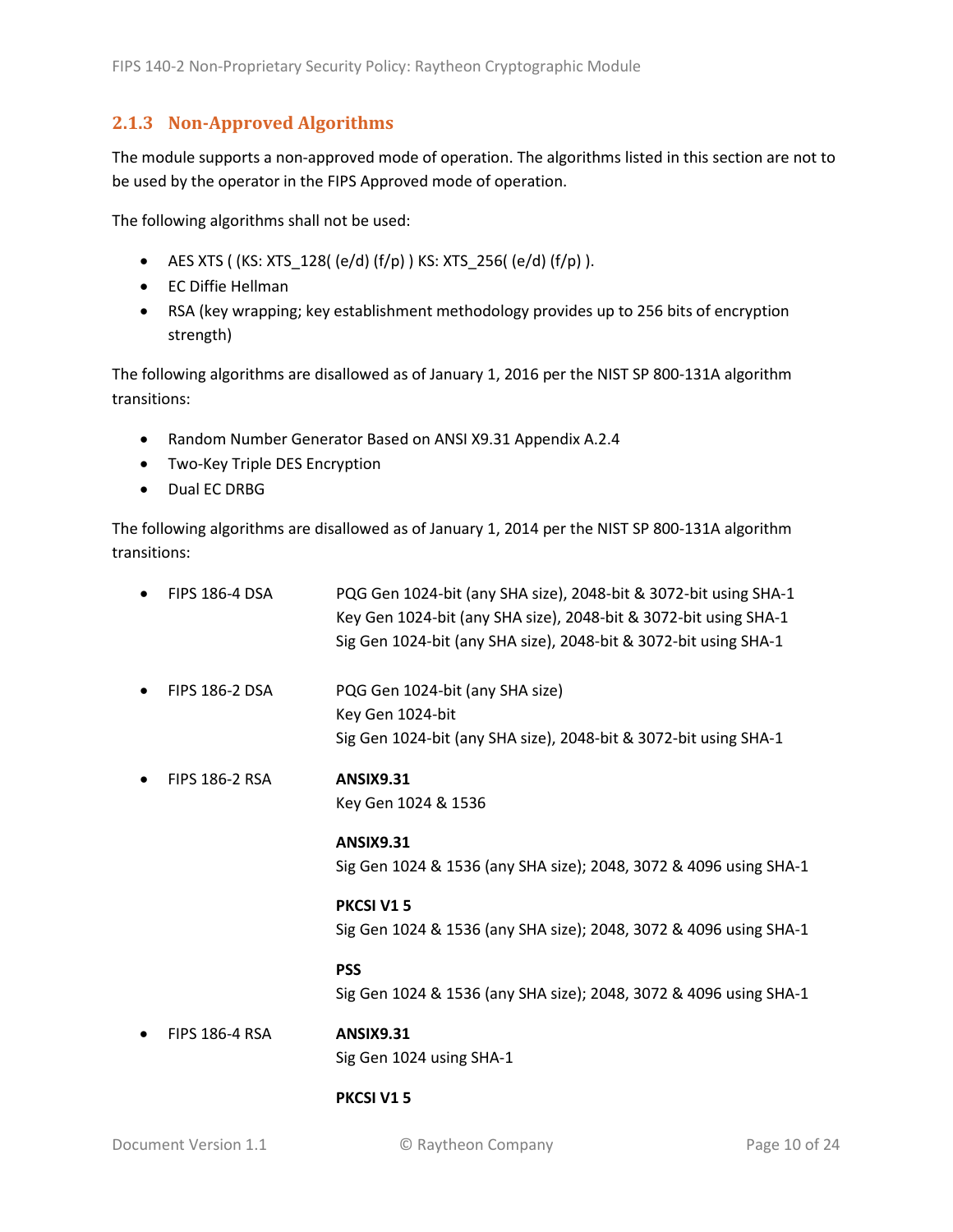### 2.1.3 Non-Approved Algorithms

The module supports a non-approved mode of operation. The algorithms listed in this section are not to be used by the operator in the FIPS Approved mode of operation.

The following algorithms shall not be used:

- AES XTS ( (KS: XTS_128( (e/d) (f/p) ) KS: XTS_256( (e/d) (f/p) ).
- EC Diffie Hellman
- RSA (key wrapping; key establishment methodology provides up to 256 bits of encryption strength)

The following algorithms are disallowed as of January 1, 2016 per the NIST SP 800-131A algorithm transitions:

- Random Number Generator Based on ANSI X9.31 Appendix A.2.4
- Two-Key Triple DES Encryption
- Dual EC DRBG

The following algorithms are disallowed as of January 1, 2014 per the NIST SP 800-131A algorithm transitions:

- FIPS 186-4 DSA
  - PQG Gen 1024-bit (any SHA size), 2048-bit & 3072-bit using SHA-1
  - Key Gen 1024-bit (any SHA size), 2048-bit & 3072-bit using SHA-1
  - Sig Gen 1024-bit (any SHA size), 2048-bit & 3072-bit using SHA-1

- FIPS 186-2 DSA
  - PQG Gen 1024-bit (any SHA size)
  - Key Gen 1024-bit
  - Sig Gen 1024-bit (any SHA size), 2048-bit & 3072-bit using SHA-1

- FIPS 186-2 RSA

  **ANSIX9.31**
  Key Gen 1024 & 1536

  **ANSIX9.31**
  Sig Gen 1024 & 1536 (any SHA size); 2048, 3072 & 4096 using SHA-1

  **PKCSI V1 5**
  Sig Gen 1024 & 1536 (any SHA size); 2048, 3072 & 4096 using SHA-1

  **PSS**
  Sig Gen 1024 & 1536 (any SHA size); 2048, 3072 & 4096 using SHA-1

- FIPS 186-4 RSA

  **ANSIX9.31**
  Sig Gen 1024 using SHA-1

  **PKCSI V1 5**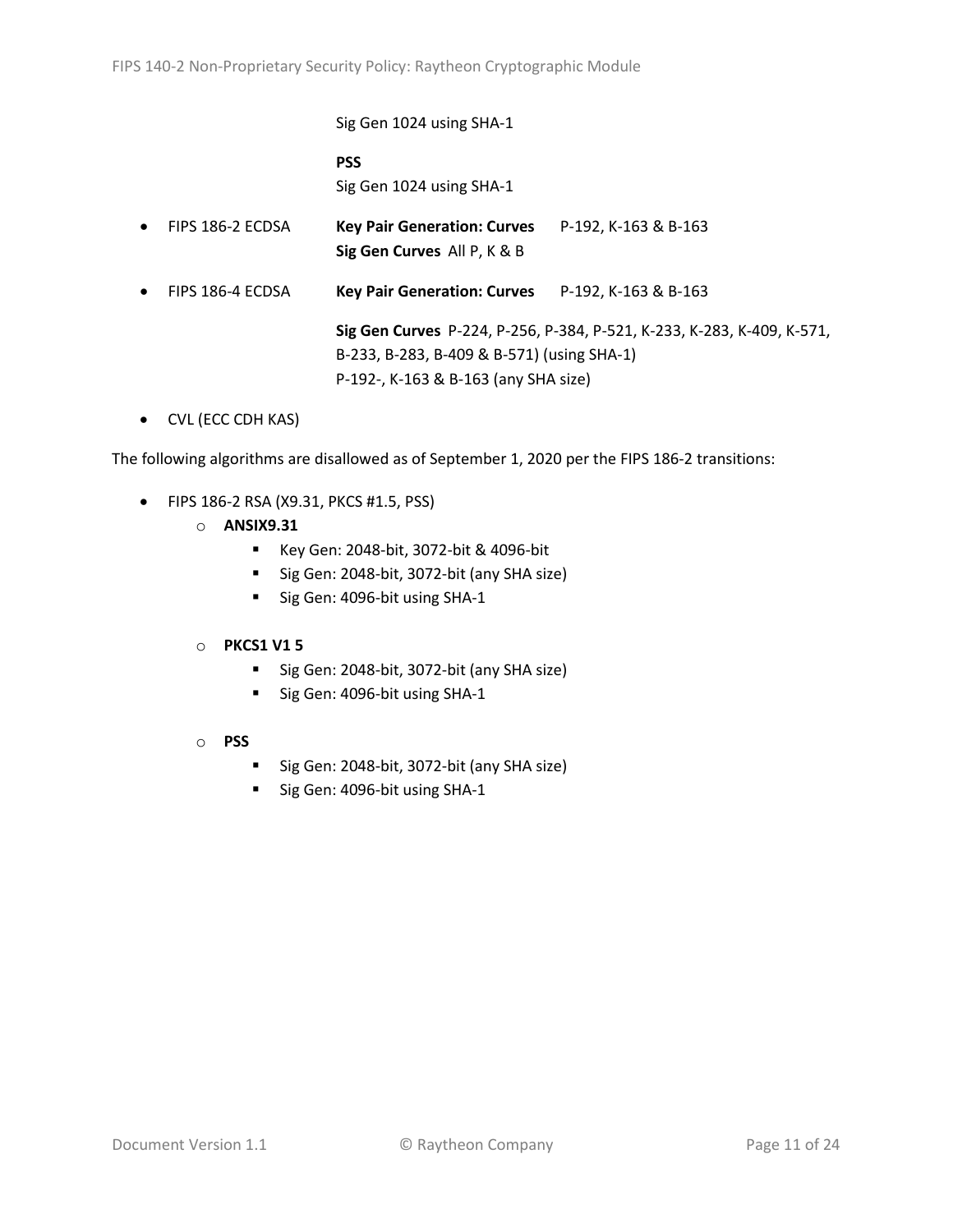Sig Gen 1024 using SHA-1

**PSS**
Sig Gen 1024 using SHA-1

- FIPS 186-2 ECDSA **Key Pair Generation: Curves** P-192, K-163 & B-163
  **Sig Gen Curves** All P, K & B

- FIPS 186-4 ECDSA **Key Pair Generation: Curves** P-192, K-163 & B-163

  **Sig Gen Curves** P-224, P-256, P-384, P-521, K-233, K-283, K-409, K-571, B-233, B-283, B-409 & B-571) (using SHA-1)
  P-192-, K-163 & B-163 (any SHA size)

- CVL (ECC CDH KAS)

The following algorithms are disallowed as of September 1, 2020 per the FIPS 186-2 transitions:

- FIPS 186-2 RSA (X9.31, PKCS #1.5, PSS)
  - **ANSIX9.31**
    - Key Gen: 2048-bit, 3072-bit & 4096-bit
    - Sig Gen: 2048-bit, 3072-bit (any SHA size)
    - Sig Gen: 4096-bit using SHA-1
  - **PKCS1 V1 5**
    - Sig Gen: 2048-bit, 3072-bit (any SHA size)
    - Sig Gen: 4096-bit using SHA-1
  - **PSS**
    - Sig Gen: 2048-bit, 3072-bit (any SHA size)
    - Sig Gen: 4096-bit using SHA-1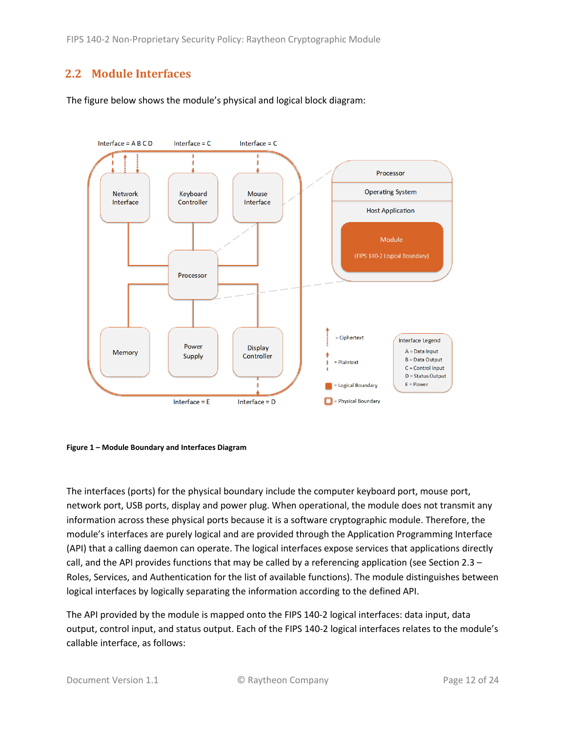## 2.2 Module Interfaces

The figure below shows the module's physical and logical block diagram:

**Figure 1 – Module Boundary and Interfaces Diagram**

The interfaces (ports) for the physical boundary include the computer keyboard port, mouse port, network port, USB ports, display and power plug. When operational, the module does not transmit any information across these physical ports because it is a software cryptographic module. Therefore, the module's interfaces are purely logical and are provided through the Application Programming Interface (API) that a calling daemon can operate. The logical interfaces expose services that applications directly call, and the API provides functions that may be called by a referencing application (see Section 2.3 – Roles, Services, and Authentication for the list of available functions). The module distinguishes between logical interfaces by logically separating the information according to the defined API.

The API provided by the module is mapped onto the FIPS 140-2 logical interfaces: data input, data output, control input, and status output. Each of the FIPS 140-2 logical interfaces relates to the module's callable interface, as follows: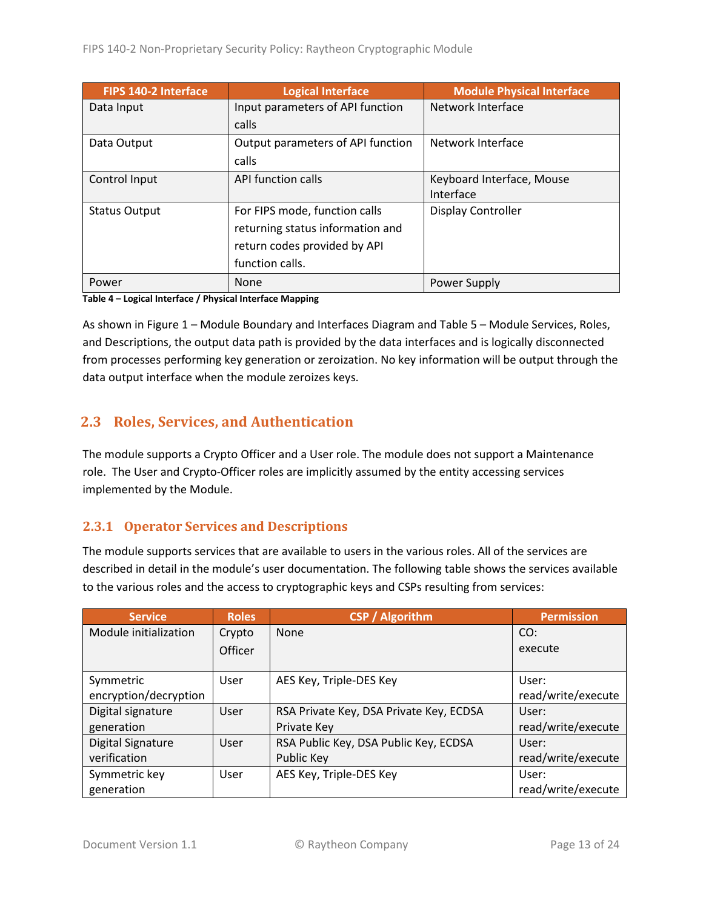| FIPS 140-2 Interface | Logical Interface | Module Physical Interface |
|---|---|---|
| Data Input | Input parameters of API function calls | Network Interface |
| Data Output | Output parameters of API function calls | Network Interface |
| Control Input | API function calls | Keyboard Interface, Mouse Interface |
| Status Output | For FIPS mode, function calls returning status information and return codes provided by API function calls. | Display Controller |
| Power | None | Power Supply |

**Table 4 – Logical Interface / Physical Interface Mapping**

As shown in Figure 1 – Module Boundary and Interfaces Diagram and Table 5 – Module Services, Roles, and Descriptions, the output data path is provided by the data interfaces and is logically disconnected from processes performing key generation or zeroization. No key information will be output through the data output interface when the module zeroizes keys.

## 2.3 Roles, Services, and Authentication

The module supports a Crypto Officer and a User role. The module does not support a Maintenance role. The User and Crypto-Officer roles are implicitly assumed by the entity accessing services implemented by the Module.

### 2.3.1 Operator Services and Descriptions

The module supports services that are available to users in the various roles. All of the services are described in detail in the module's user documentation. The following table shows the services available to the various roles and the access to cryptographic keys and CSPs resulting from services:

| Service | Roles | CSP / Algorithm | Permission |
|---|---|---|---|
| Module initialization | Crypto Officer | None | CO: execute |
| Symmetric encryption/decryption | User | AES Key, Triple-DES Key | User: read/write/execute |
| Digital signature generation | User | RSA Private Key, DSA Private Key, ECDSA Private Key | User: read/write/execute |
| Digital Signature verification | User | RSA Public Key, DSA Public Key, ECDSA Public Key | User: read/write/execute |
| Symmetric key generation | User | AES Key, Triple-DES Key | User: read/write/execute |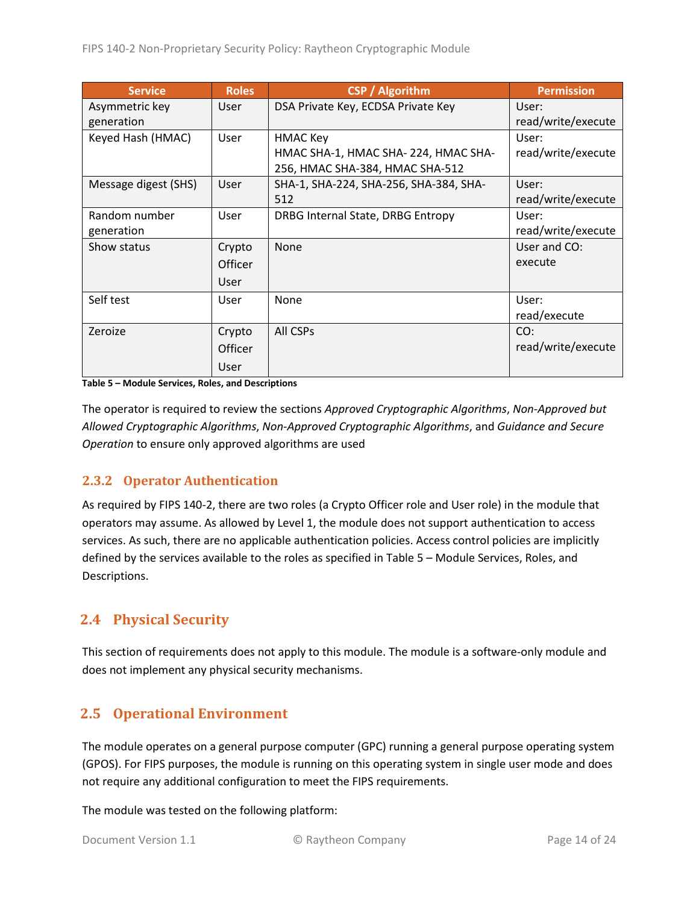| Service | Roles | CSP / Algorithm | Permission |
|---|---|---|---|
| Asymmetric key generation | User | DSA Private Key, ECDSA Private Key | User: read/write/execute |
| Keyed Hash (HMAC) | User | HMAC Key<br>HMAC SHA-1, HMAC SHA- 224, HMAC SHA-256, HMAC SHA-384, HMAC SHA-512 | User: read/write/execute |
| Message digest (SHS) | User | SHA-1, SHA-224, SHA-256, SHA-384, SHA-512 | User: read/write/execute |
| Random number generation | User | DRBG Internal State, DRBG Entropy | User: read/write/execute |
| Show status | Crypto Officer<br>User | None | User and CO: execute |
| Self test | User | None | User: read/execute |
| Zeroize | Crypto Officer<br>User | All CSPs | CO: read/write/execute |

**Table 5 – Module Services, Roles, and Descriptions**

The operator is required to review the sections *Approved Cryptographic Algorithms*, *Non-Approved but Allowed Cryptographic Algorithms*, *Non-Approved Cryptographic Algorithms*, and *Guidance and Secure Operation* to ensure only approved algorithms are used

### 2.3.2 Operator Authentication

As required by FIPS 140-2, there are two roles (a Crypto Officer role and User role) in the module that operators may assume. As allowed by Level 1, the module does not support authentication to access services. As such, there are no applicable authentication policies. Access control policies are implicitly defined by the services available to the roles as specified in Table 5 – Module Services, Roles, and Descriptions.

## 2.4 Physical Security

This section of requirements does not apply to this module. The module is a software-only module and does not implement any physical security mechanisms.

## 2.5 Operational Environment

The module operates on a general purpose computer (GPC) running a general purpose operating system (GPOS). For FIPS purposes, the module is running on this operating system in single user mode and does not require any additional configuration to meet the FIPS requirements.

The module was tested on the following platform: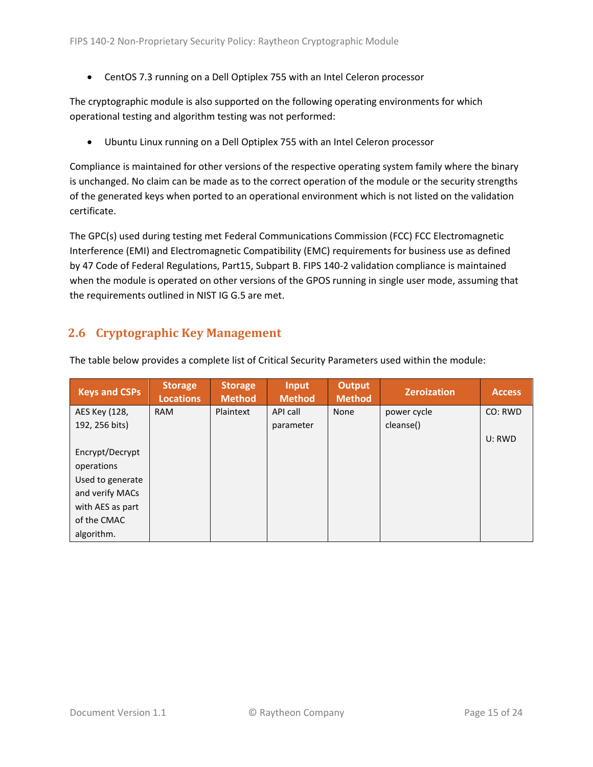- CentOS 7.3 running on a Dell Optiplex 755 with an Intel Celeron processor

The cryptographic module is also supported on the following operating environments for which operational testing and algorithm testing was not performed:

- Ubuntu Linux running on a Dell Optiplex 755 with an Intel Celeron processor

Compliance is maintained for other versions of the respective operating system family where the binary is unchanged. No claim can be made as to the correct operation of the module or the security strengths of the generated keys when ported to an operational environment which is not listed on the validation certificate.

The GPC(s) used during testing met Federal Communications Commission (FCC) FCC Electromagnetic Interference (EMI) and Electromagnetic Compatibility (EMC) requirements for business use as defined by 47 Code of Federal Regulations, Part15, Subpart B. FIPS 140-2 validation compliance is maintained when the module is operated on other versions of the GPOS running in single user mode, assuming that the requirements outlined in NIST IG G.5 are met.

## 2.6 Cryptographic Key Management

The table below provides a complete list of Critical Security Parameters used within the module:

| Keys and CSPs | Storage Locations | Storage Method | Input Method | Output Method | Zeroization | Access |
|---|---|---|---|---|---|---|
| AES Key (128, 192, 256 bits)<br><br>Encrypt/Decrypt operations Used to generate and verify MACs with AES as part of the CMAC algorithm. | RAM | Plaintext | API call parameter | None | power cycle<br>cleanse() | CO: RWD<br><br>U: RWD |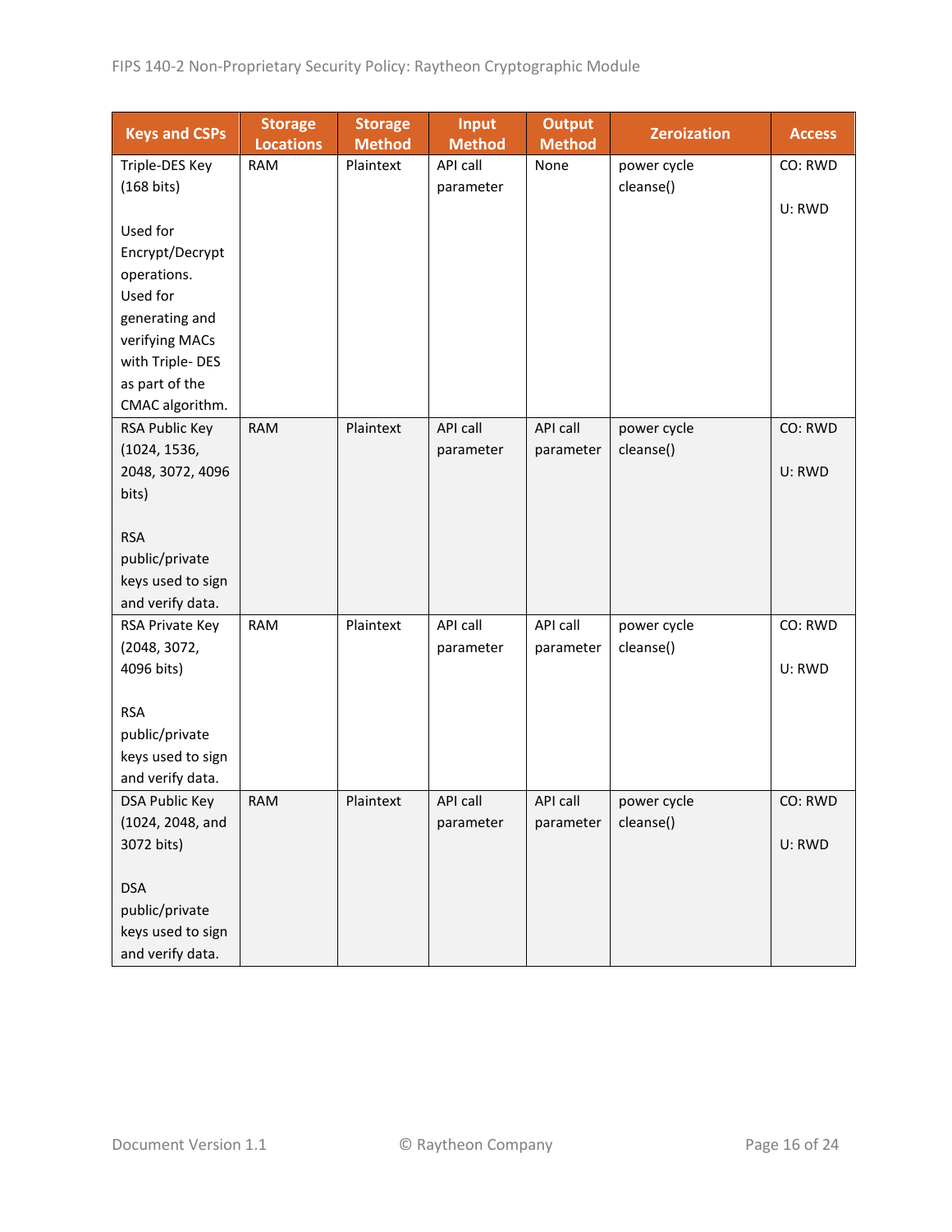| Keys and CSPs | Storage Locations | Storage Method | Input Method | Output Method | Zeroization | Access |
|---|---|---|---|---|---|---|
| Triple-DES Key (168 bits)<br><br>Used for Encrypt/Decrypt operations. Used for generating and verifying MACs with Triple- DES as part of the CMAC algorithm. | RAM | Plaintext | API call parameter | None | power cycle cleanse() | CO: RWD<br><br>U: RWD |
| RSA Public Key (1024, 1536, 2048, 3072, 4096 bits)<br><br>RSA public/private keys used to sign and verify data. | RAM | Plaintext | API call parameter | API call parameter | power cycle cleanse() | CO: RWD<br><br>U: RWD |
| RSA Private Key (2048, 3072, 4096 bits)<br><br>RSA public/private keys used to sign and verify data. | RAM | Plaintext | API call parameter | API call parameter | power cycle cleanse() | CO: RWD<br><br>U: RWD |
| DSA Public Key (1024, 2048, and 3072 bits)<br><br>DSA public/private keys used to sign and verify data. | RAM | Plaintext | API call parameter | API call parameter | power cycle cleanse() | CO: RWD<br><br>U: RWD |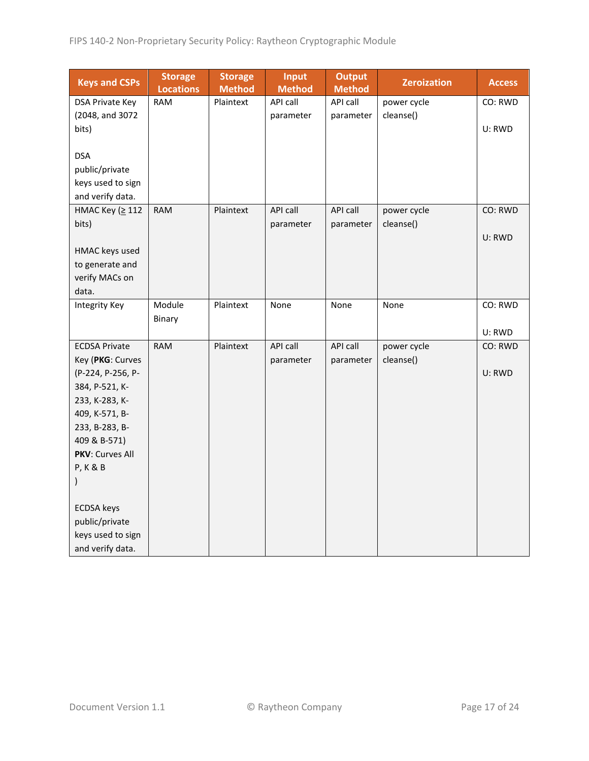| Keys and CSPs | Storage Locations | Storage Method | Input Method | Output Method | Zeroization | Access |
|---|---|---|---|---|---|---|
| DSA Private Key (2048, and 3072 bits)<br><br>DSA public/private keys used to sign and verify data. | RAM | Plaintext | API call parameter | API call parameter | power cycle cleanse() | CO: RWD<br><br>U: RWD |
| HMAC Key (≥ 112 bits)<br><br>HMAC keys used to generate and verify MACs on data. | RAM | Plaintext | API call parameter | API call parameter | power cycle cleanse() | CO: RWD<br><br>U: RWD |
| Integrity Key | Module Binary | Plaintext | None | None | None | CO: RWD<br><br>U: RWD |
| ECDSA Private Key (**PKG**: Curves (P-224, P-256, P-384, P-521, K-233, K-283, K-409, K-571, B-233, B-283, B-409 & B-571) **PKV**: Curves All P, K & B )<br><br>ECDSA keys public/private keys used to sign and verify data. | RAM | Plaintext | API call parameter | API call parameter | power cycle cleanse() | CO: RWD<br><br>U: RWD |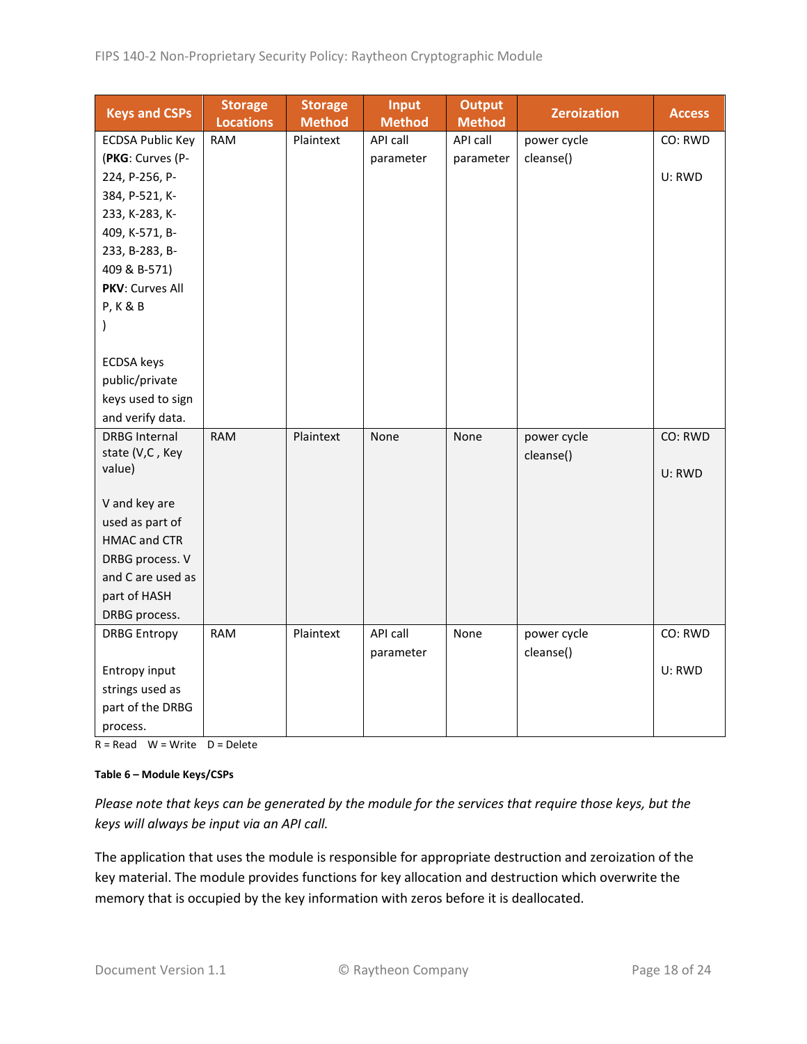| Keys and CSPs | Storage Locations | Storage Method | Input Method | Output Method | Zeroization | Access |
|---|---|---|---|---|---|---|
| ECDSA Public Key (**PKG**: Curves (P-224, P-256, P-384, P-521, K-233, K-283, K-409, K-571, B-233, B-283, B-409 & B-571) **PKV**: Curves All P, K & B ) <br><br> ECDSA keys public/private keys used to sign and verify data. | RAM | Plaintext | API call parameter | API call parameter | power cycle cleanse() | CO: RWD <br><br> U: RWD |
| DRBG Internal state (V,C , Key value) <br><br> V and key are used as part of HMAC and CTR DRBG process. V and C are used as part of HASH DRBG process. | RAM | Plaintext | None | None | power cycle cleanse() | CO: RWD <br><br> U: RWD |
| DRBG Entropy <br><br> Entropy input strings used as part of the DRBG process. | RAM | Plaintext | API call parameter | None | power cycle cleanse() | CO: RWD <br><br> U: RWD |

R = Read  W = Write  D = Delete

**Table 6 – Module Keys/CSPs**

*Please note that keys can be generated by the module for the services that require those keys, but the keys will always be input via an API call.*

The application that uses the module is responsible for appropriate destruction and zeroization of the key material. The module provides functions for key allocation and destruction which overwrite the memory that is occupied by the key information with zeros before it is deallocated.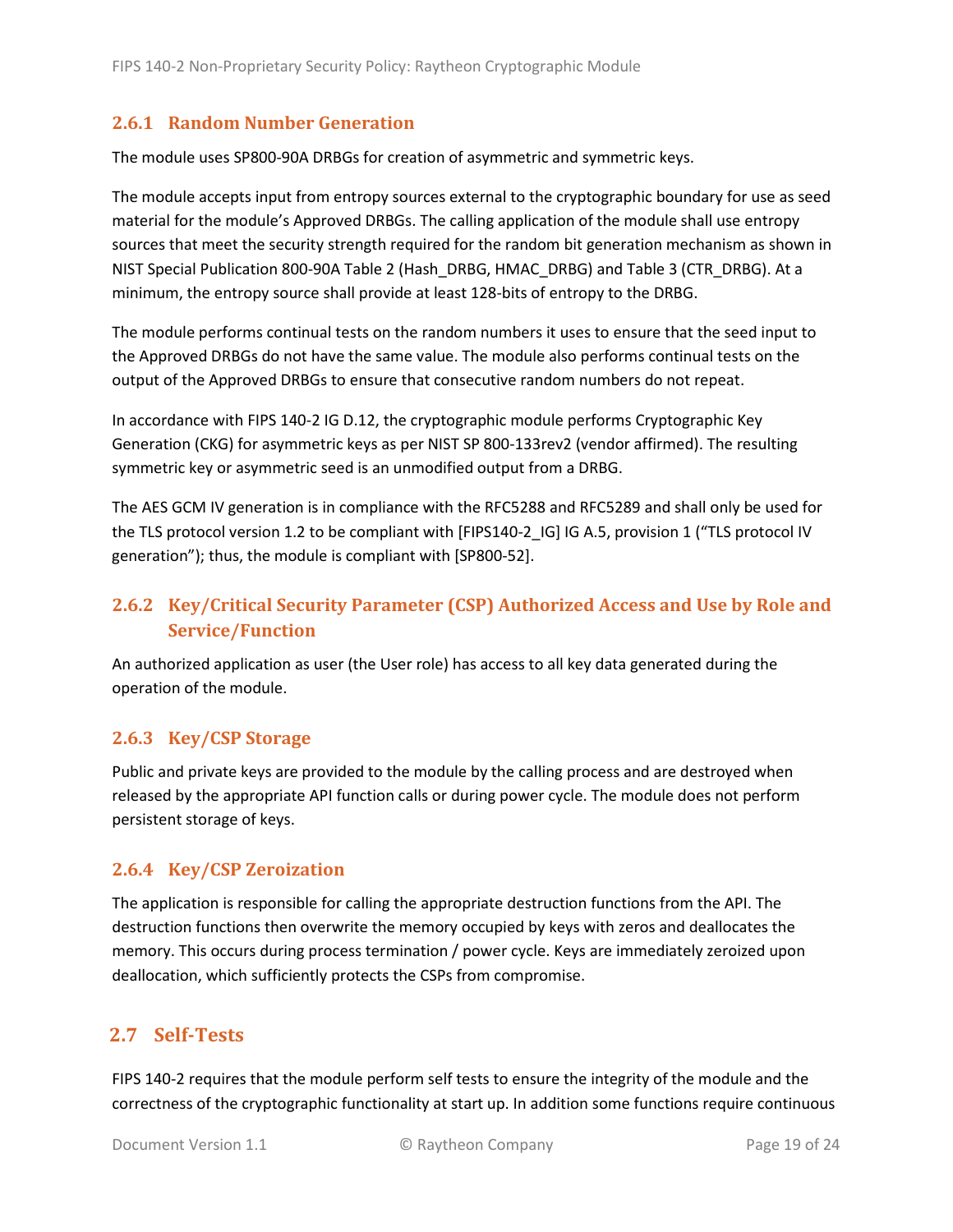### 2.6.1 Random Number Generation

The module uses SP800-90A DRBGs for creation of asymmetric and symmetric keys.

The module accepts input from entropy sources external to the cryptographic boundary for use as seed material for the module's Approved DRBGs. The calling application of the module shall use entropy sources that meet the security strength required for the random bit generation mechanism as shown in NIST Special Publication 800-90A Table 2 (Hash_DRBG, HMAC_DRBG) and Table 3 (CTR_DRBG). At a minimum, the entropy source shall provide at least 128-bits of entropy to the DRBG.

The module performs continual tests on the random numbers it uses to ensure that the seed input to the Approved DRBGs do not have the same value. The module also performs continual tests on the output of the Approved DRBGs to ensure that consecutive random numbers do not repeat.

In accordance with FIPS 140-2 IG D.12, the cryptographic module performs Cryptographic Key Generation (CKG) for asymmetric keys as per NIST SP 800-133rev2 (vendor affirmed). The resulting symmetric key or asymmetric seed is an unmodified output from a DRBG.

The AES GCM IV generation is in compliance with the RFC5288 and RFC5289 and shall only be used for the TLS protocol version 1.2 to be compliant with [FIPS140-2_IG] IG A.5, provision 1 ("TLS protocol IV generation"); thus, the module is compliant with [SP800-52].

### 2.6.2 Key/Critical Security Parameter (CSP) Authorized Access and Use by Role and Service/Function

An authorized application as user (the User role) has access to all key data generated during the operation of the module.

### 2.6.3 Key/CSP Storage

Public and private keys are provided to the module by the calling process and are destroyed when released by the appropriate API function calls or during power cycle. The module does not perform persistent storage of keys.

### 2.6.4 Key/CSP Zeroization

The application is responsible for calling the appropriate destruction functions from the API. The destruction functions then overwrite the memory occupied by keys with zeros and deallocates the memory. This occurs during process termination / power cycle. Keys are immediately zeroized upon deallocation, which sufficiently protects the CSPs from compromise.

## 2.7 Self-Tests

FIPS 140-2 requires that the module perform self tests to ensure the integrity of the module and the correctness of the cryptographic functionality at start up. In addition some functions require continuous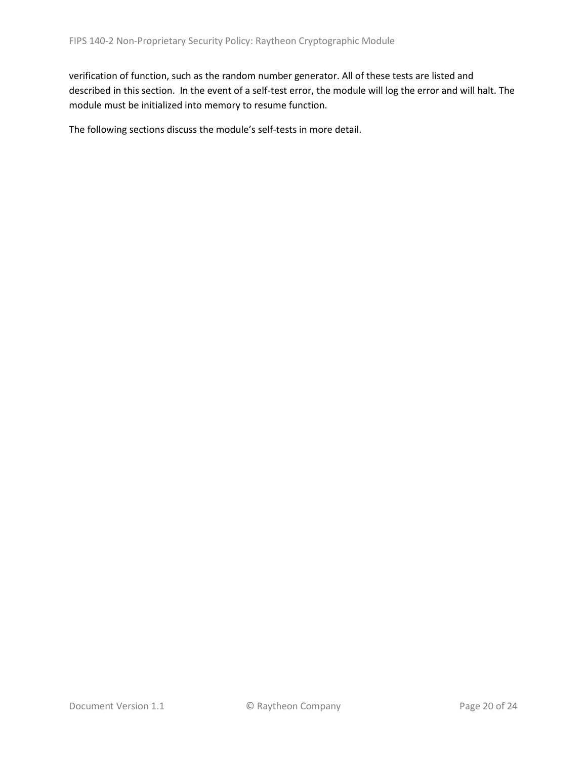verification of function, such as the random number generator. All of these tests are listed and described in this section. In the event of a self-test error, the module will log the error and will halt. The module must be initialized into memory to resume function.

The following sections discuss the module's self-tests in more detail.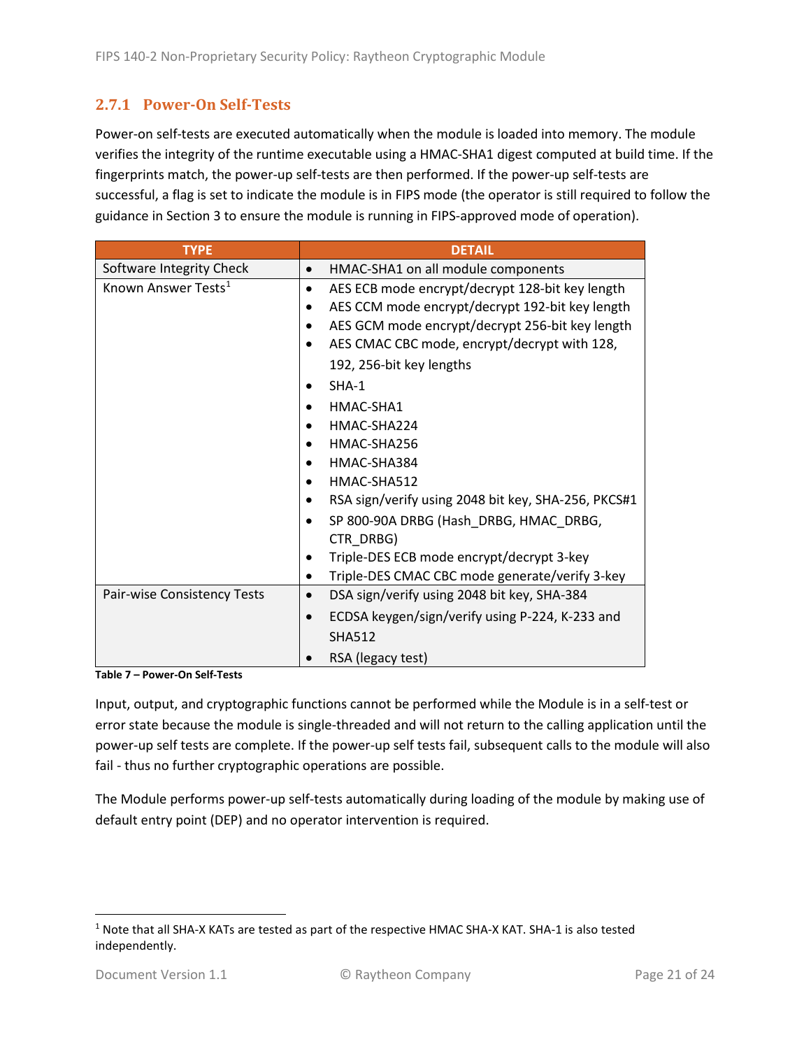### 2.7.1 Power-On Self-Tests

Power-on self-tests are executed automatically when the module is loaded into memory. The module verifies the integrity of the runtime executable using a HMAC-SHA1 digest computed at build time. If the fingerprints match, the power-up self-tests are then performed. If the power-up self-tests are successful, a flag is set to indicate the module is in FIPS mode (the operator is still required to follow the guidance in Section 3 to ensure the module is running in FIPS-approved mode of operation).

| TYPE | DETAIL |
| --- | --- |
| Software Integrity Check | • HMAC-SHA1 on all module components |
| Known Answer Tests[1] | • AES ECB mode encrypt/decrypt 128-bit key length<br>• AES CCM mode encrypt/decrypt 192-bit key length<br>• AES GCM mode encrypt/decrypt 256-bit key length<br>• AES CMAC CBC mode, encrypt/decrypt with 128, 192, 256-bit key lengths<br>• SHA-1<br>• HMAC-SHA1<br>• HMAC-SHA224<br>• HMAC-SHA256<br>• HMAC-SHA384<br>• HMAC-SHA512<br>• RSA sign/verify using 2048 bit key, SHA-256, PKCS#1<br>• SP 800-90A DRBG (Hash_DRBG, HMAC_DRBG, CTR_DRBG)<br>• Triple-DES ECB mode encrypt/decrypt 3-key<br>• Triple-DES CMAC CBC mode generate/verify 3-key |
| Pair-wise Consistency Tests | • DSA sign/verify using 2048 bit key, SHA-384<br>• ECDSA keygen/sign/verify using P-224, K-233 and SHA512<br>• RSA (legacy test) |

**Table 7 – Power-On Self-Tests**

Input, output, and cryptographic functions cannot be performed while the Module is in a self-test or error state because the module is single-threaded and will not return to the calling application until the power-up self tests are complete. If the power-up self tests fail, subsequent calls to the module will also fail - thus no further cryptographic operations are possible.

The Module performs power-up self-tests automatically during loading of the module by making use of default entry point (DEP) and no operator intervention is required.

[1] Note that all SHA-X KATs are tested as part of the respective HMAC SHA-X KAT. SHA-1 is also tested independently.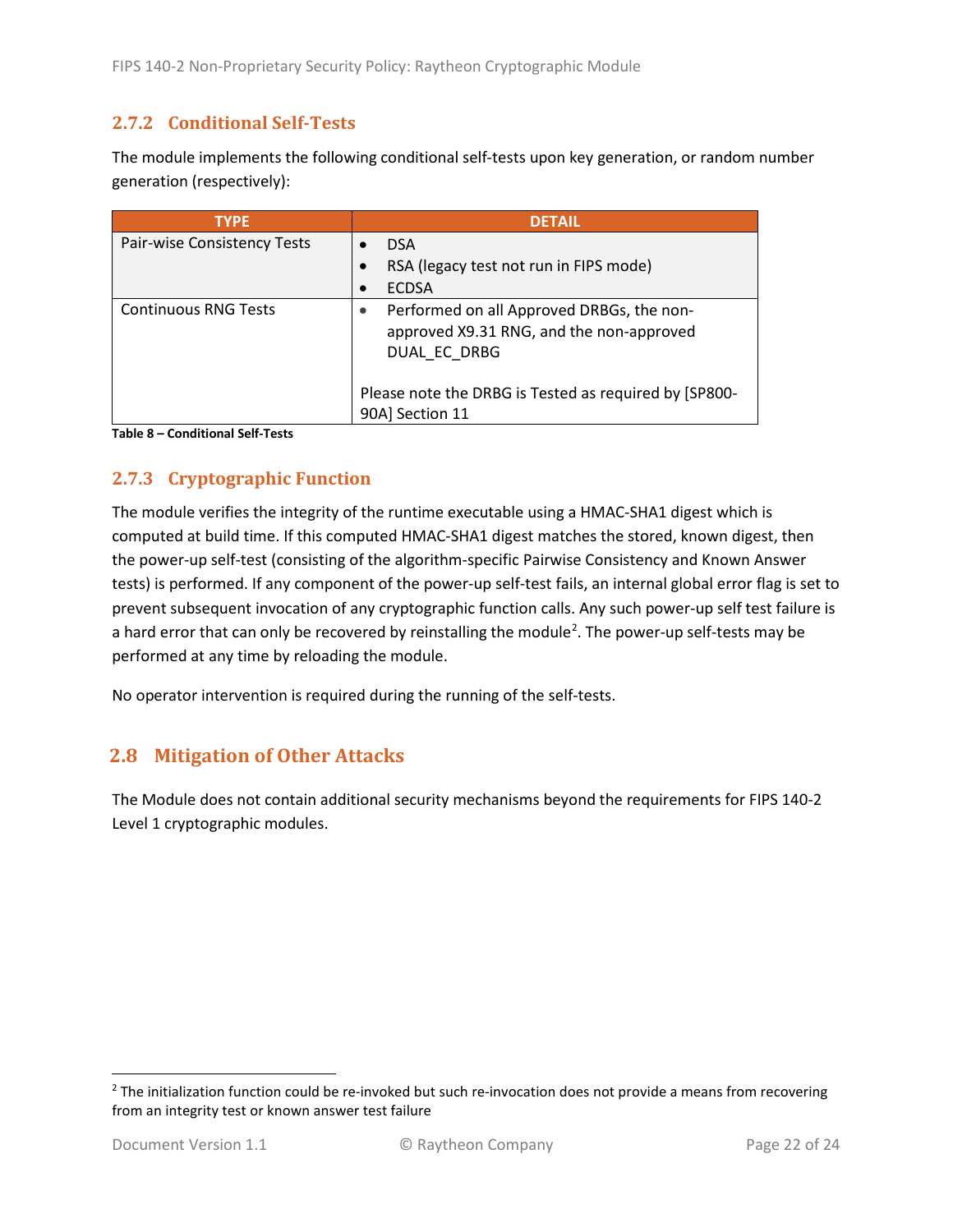### 2.7.2 Conditional Self-Tests

The module implements the following conditional self-tests upon key generation, or random number generation (respectively):

| TYPE | DETAIL |
|---|---|
| Pair-wise Consistency Tests | • DSA<br>• RSA (legacy test not run in FIPS mode)<br>• ECDSA |
| Continuous RNG Tests | • Performed on all Approved DRBGs, the non-approved X9.31 RNG, and the non-approved DUAL_EC_DRBG<br><br>Please note the DRBG is Tested as required by [SP800-90A] Section 11 |

**Table 8 – Conditional Self-Tests**

### 2.7.3 Cryptographic Function

The module verifies the integrity of the runtime executable using a HMAC-SHA1 digest which is computed at build time. If this computed HMAC-SHA1 digest matches the stored, known digest, then the power-up self-test (consisting of the algorithm-specific Pairwise Consistency and Known Answer tests) is performed. If any component of the power-up self-test fails, an internal global error flag is set to prevent subsequent invocation of any cryptographic function calls. Any such power-up self test failure is a hard error that can only be recovered by reinstalling the module[2]. The power-up self-tests may be performed at any time by reloading the module.

No operator intervention is required during the running of the self-tests.

## 2.8 Mitigation of Other Attacks

The Module does not contain additional security mechanisms beyond the requirements for FIPS 140-2 Level 1 cryptographic modules.

[2] The initialization function could be re-invoked but such re-invocation does not provide a means from recovering from an integrity test or known answer test failure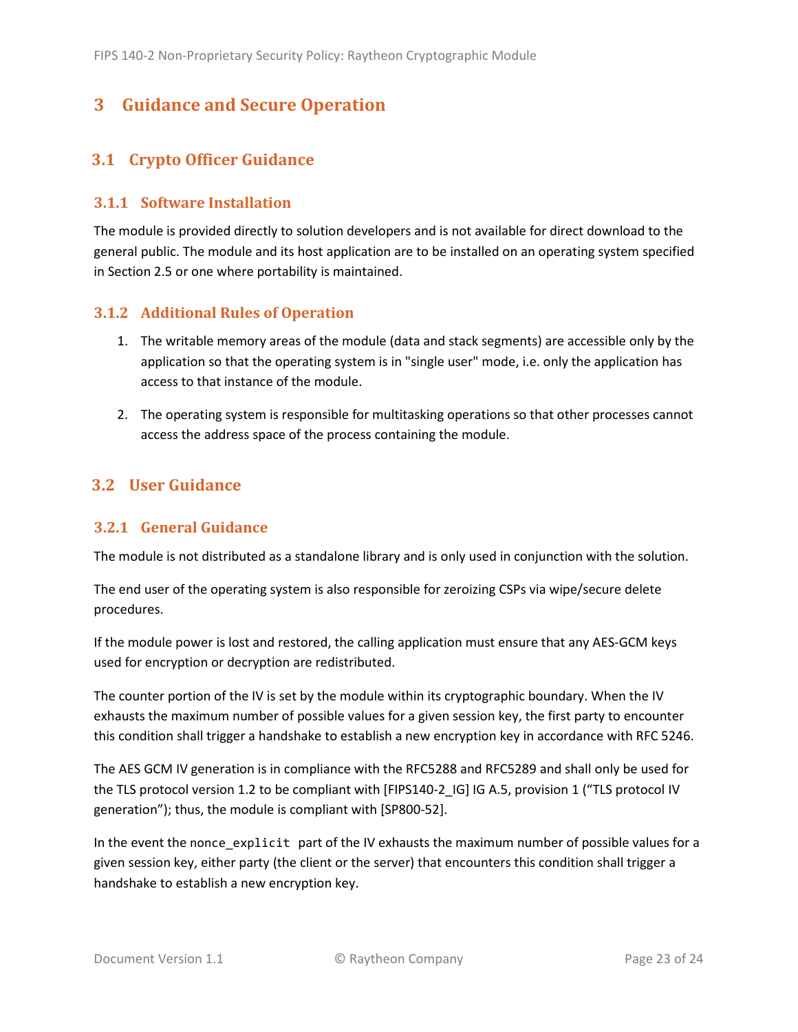# 3 Guidance and Secure Operation

## 3.1 Crypto Officer Guidance

### 3.1.1 Software Installation

The module is provided directly to solution developers and is not available for direct download to the general public. The module and its host application are to be installed on an operating system specified in Section 2.5 or one where portability is maintained.

### 3.1.2 Additional Rules of Operation

1. The writable memory areas of the module (data and stack segments) are accessible only by the application so that the operating system is in "single user" mode, i.e. only the application has access to that instance of the module.
2. The operating system is responsible for multitasking operations so that other processes cannot access the address space of the process containing the module.

## 3.2 User Guidance

### 3.2.1 General Guidance

The module is not distributed as a standalone library and is only used in conjunction with the solution.

The end user of the operating system is also responsible for zeroizing CSPs via wipe/secure delete procedures.

If the module power is lost and restored, the calling application must ensure that any AES-GCM keys used for encryption or decryption are redistributed.

The counter portion of the IV is set by the module within its cryptographic boundary. When the IV exhausts the maximum number of possible values for a given session key, the first party to encounter this condition shall trigger a handshake to establish a new encryption key in accordance with RFC 5246.

The AES GCM IV generation is in compliance with the RFC5288 and RFC5289 and shall only be used for the TLS protocol version 1.2 to be compliant with [FIPS140-2_IG] IG A.5, provision 1 ("TLS protocol IV generation"); thus, the module is compliant with [SP800-52].

In the event the `nonce_explicit` part of the IV exhausts the maximum number of possible values for a given session key, either party (the client or the server) that encounters this condition shall trigger a handshake to establish a new encryption key.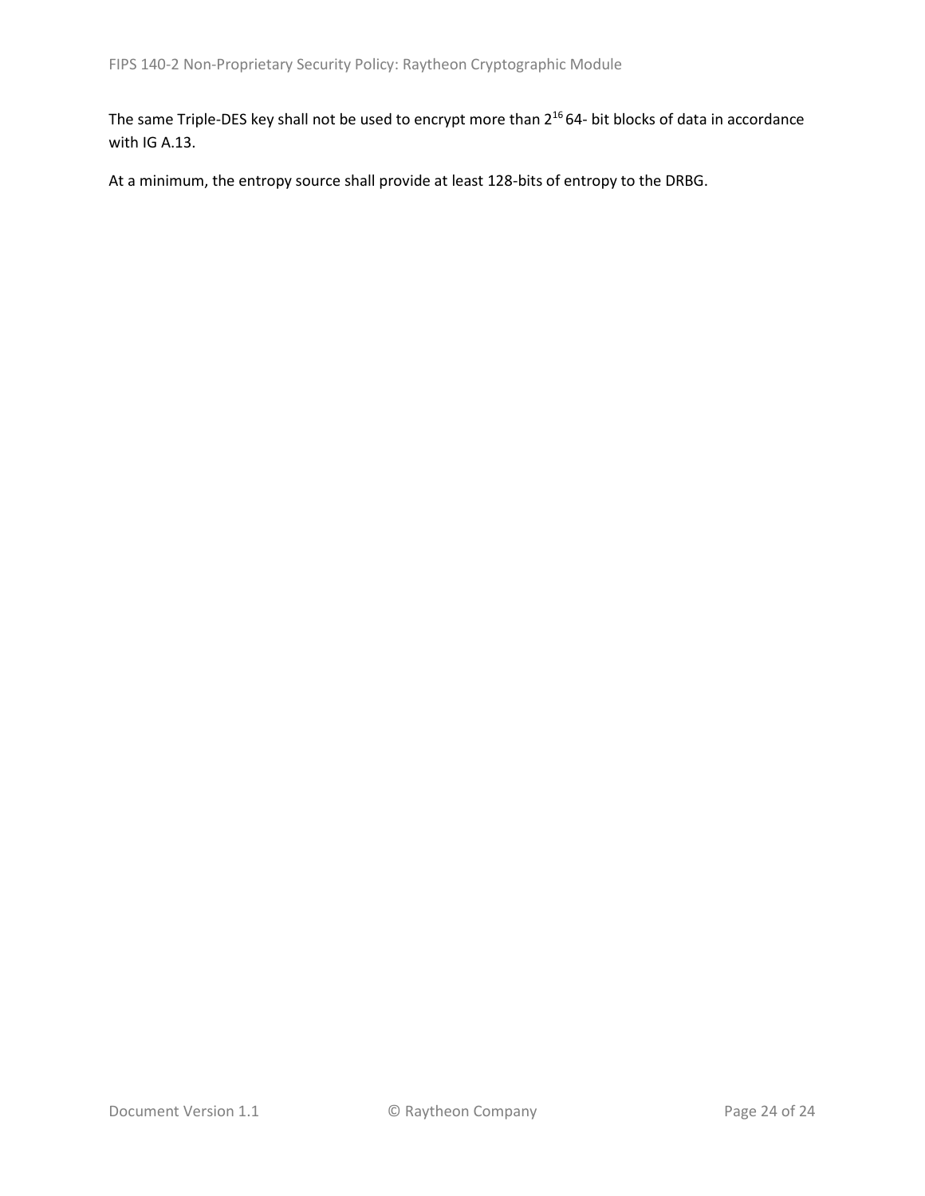The same Triple-DES key shall not be used to encrypt more than $2^{16}$ 64- bit blocks of data in accordance with IG A.13.

At a minimum, the entropy source shall provide at least 128-bits of entropy to the DRBG.